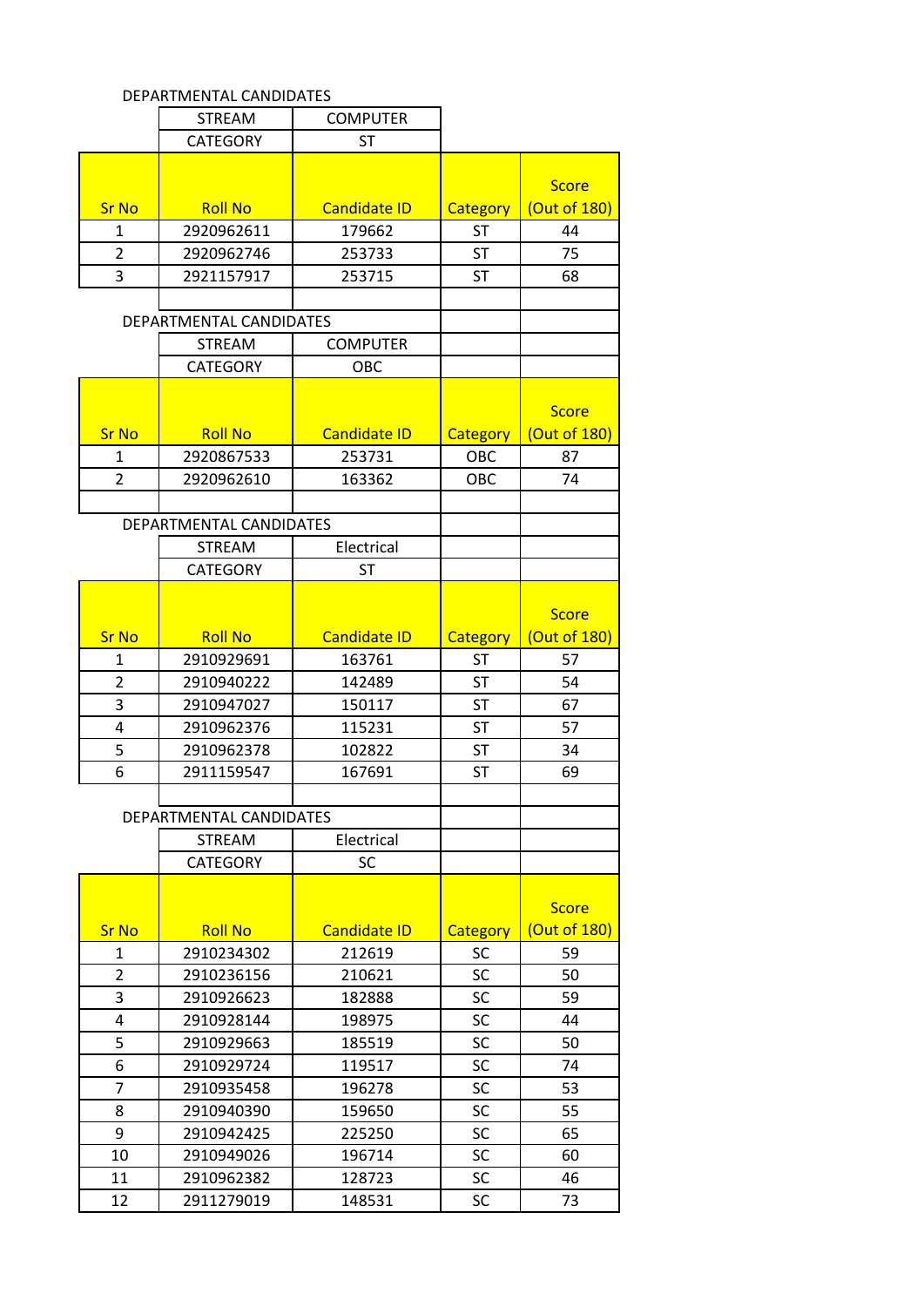DEPARTMENTAL CANDIDATES

| STREAM | COMPUTER |
|---|---|
| CATEGORY | ST |

| Sr No | Roll No | Candidate ID | Category | Score (Out of 180) |
|---|---|---|---|---|
| 1 | 2920962611 | 179662 | ST | 44 |
| 2 | 2920962746 | 253733 | ST | 75 |
| 3 | 2921157917 | 253715 | ST | 68 |

DEPARTMENTAL CANDIDATES

| STREAM | COMPUTER |
|---|---|
| CATEGORY | OBC |

| Sr No | Roll No | Candidate ID | Category | Score (Out of 180) |
|---|---|---|---|---|
| 1 | 2920867533 | 253731 | OBC | 87 |
| 2 | 2920962610 | 163362 | OBC | 74 |

DEPARTMENTAL CANDIDATES

| STREAM | Electrical |
|---|---|
| CATEGORY | ST |

| Sr No | Roll No | Candidate ID | Category | Score (Out of 180) |
|---|---|---|---|---|
| 1 | 2910929691 | 163761 | ST | 57 |
| 2 | 2910940222 | 142489 | ST | 54 |
| 3 | 2910947027 | 150117 | ST | 67 |
| 4 | 2910962376 | 115231 | ST | 57 |
| 5 | 2910962378 | 102822 | ST | 34 |
| 6 | 2911159547 | 167691 | ST | 69 |

DEPARTMENTAL CANDIDATES

| STREAM | Electrical |
|---|---|
| CATEGORY | SC |

| Sr No | Roll No | Candidate ID | Category | Score (Out of 180) |
|---|---|---|---|---|
| 1 | 2910234302 | 212619 | SC | 59 |
| 2 | 2910236156 | 210621 | SC | 50 |
| 3 | 2910926623 | 182888 | SC | 59 |
| 4 | 2910928144 | 198975 | SC | 44 |
| 5 | 2910929663 | 185519 | SC | 50 |
| 6 | 2910929724 | 119517 | SC | 74 |
| 7 | 2910935458 | 196278 | SC | 53 |
| 8 | 2910940390 | 159650 | SC | 55 |
| 9 | 2910942425 | 225250 | SC | 65 |
| 10 | 2910949026 | 196714 | SC | 60 |
| 11 | 2910962382 | 128723 | SC | 46 |
| 12 | 2911279019 | 148531 | SC | 73 |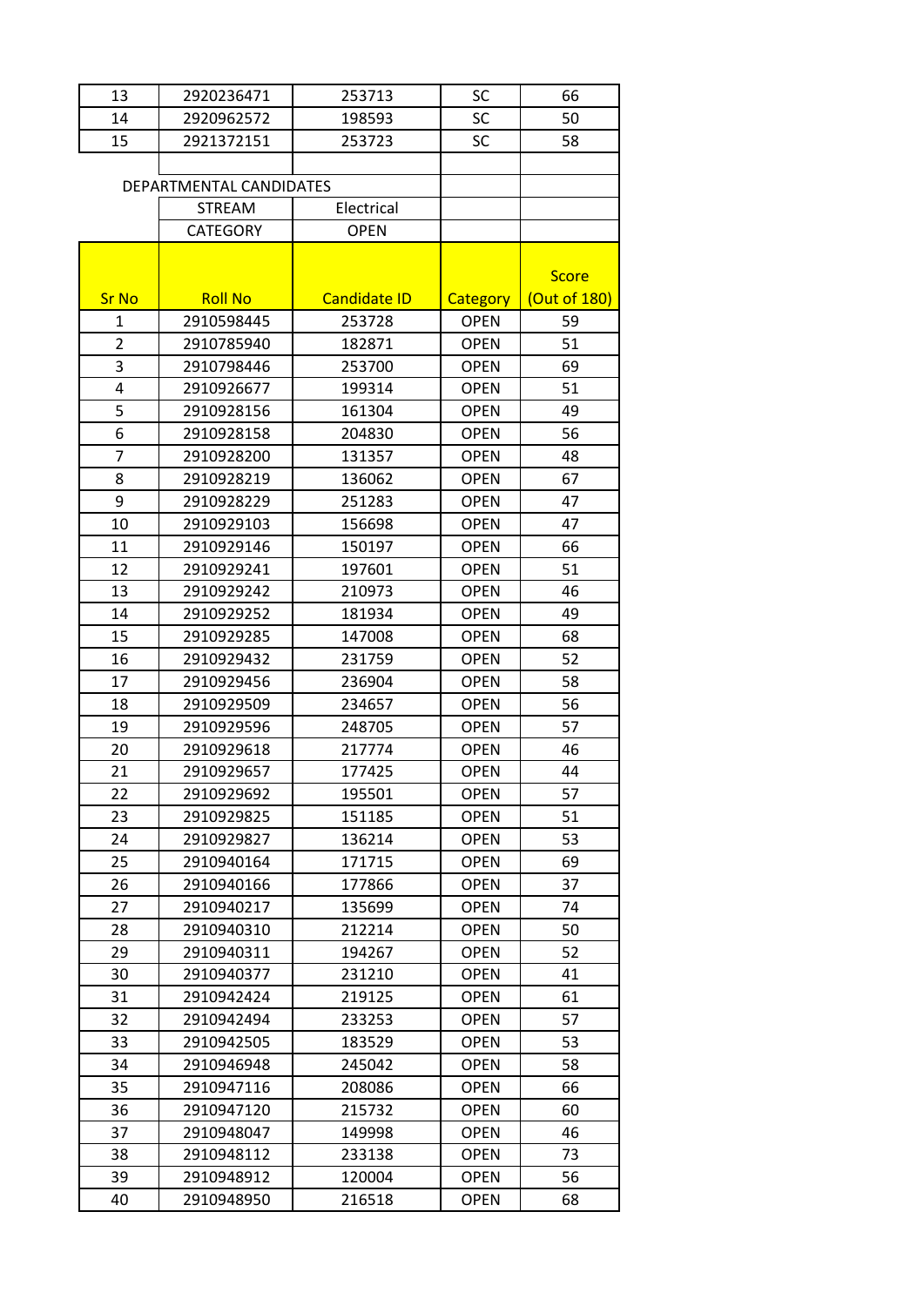| 13 | 2920236471 | 253713 | SC | 66 |
|---|---|---|---|---|
| 14 | 2920962572 | 198593 | SC | 50 |
| 15 | 2921372151 | 253723 | SC | 58 |

DEPARTMENTAL CANDIDATES

| STREAM | Electrical |
|---|---|
| CATEGORY | OPEN |

| Sr No | Roll No | Candidate ID | Category | Score (Out of 180) |
|---|---|---|---|---|
| 1 | 2910598445 | 253728 | OPEN | 59 |
| 2 | 2910785940 | 182871 | OPEN | 51 |
| 3 | 2910798446 | 253700 | OPEN | 69 |
| 4 | 2910926677 | 199314 | OPEN | 51 |
| 5 | 2910928156 | 161304 | OPEN | 49 |
| 6 | 2910928158 | 204830 | OPEN | 56 |
| 7 | 2910928200 | 131357 | OPEN | 48 |
| 8 | 2910928219 | 136062 | OPEN | 67 |
| 9 | 2910928229 | 251283 | OPEN | 47 |
| 10 | 2910929103 | 156698 | OPEN | 47 |
| 11 | 2910929146 | 150197 | OPEN | 66 |
| 12 | 2910929241 | 197601 | OPEN | 51 |
| 13 | 2910929242 | 210973 | OPEN | 46 |
| 14 | 2910929252 | 181934 | OPEN | 49 |
| 15 | 2910929285 | 147008 | OPEN | 68 |
| 16 | 2910929432 | 231759 | OPEN | 52 |
| 17 | 2910929456 | 236904 | OPEN | 58 |
| 18 | 2910929509 | 234657 | OPEN | 56 |
| 19 | 2910929596 | 248705 | OPEN | 57 |
| 20 | 2910929618 | 217774 | OPEN | 46 |
| 21 | 2910929657 | 177425 | OPEN | 44 |
| 22 | 2910929692 | 195501 | OPEN | 57 |
| 23 | 2910929825 | 151185 | OPEN | 51 |
| 24 | 2910929827 | 136214 | OPEN | 53 |
| 25 | 2910940164 | 171715 | OPEN | 69 |
| 26 | 2910940166 | 177866 | OPEN | 37 |
| 27 | 2910940217 | 135699 | OPEN | 74 |
| 28 | 2910940310 | 212214 | OPEN | 50 |
| 29 | 2910940311 | 194267 | OPEN | 52 |
| 30 | 2910940377 | 231210 | OPEN | 41 |
| 31 | 2910942424 | 219125 | OPEN | 61 |
| 32 | 2910942494 | 233253 | OPEN | 57 |
| 33 | 2910942505 | 183529 | OPEN | 53 |
| 34 | 2910946948 | 245042 | OPEN | 58 |
| 35 | 2910947116 | 208086 | OPEN | 66 |
| 36 | 2910947120 | 215732 | OPEN | 60 |
| 37 | 2910948047 | 149998 | OPEN | 46 |
| 38 | 2910948112 | 233138 | OPEN | 73 |
| 39 | 2910948912 | 120004 | OPEN | 56 |
| 40 | 2910948950 | 216518 | OPEN | 68 |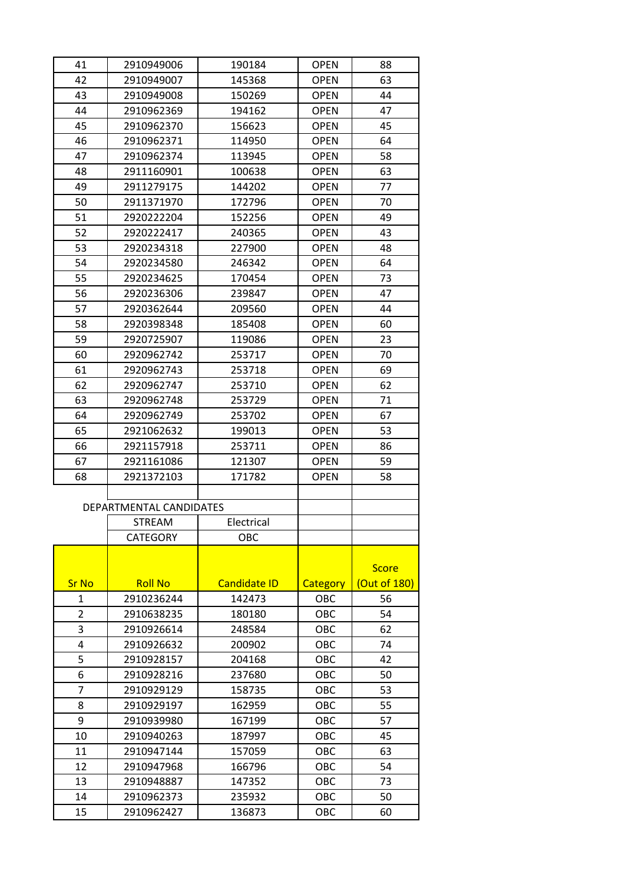| | | | | |
|---|---|---|---|---|
| 41 | 2910949006 | 190184 | OPEN | 88 |
| 42 | 2910949007 | 145368 | OPEN | 63 |
| 43 | 2910949008 | 150269 | OPEN | 44 |
| 44 | 2910962369 | 194162 | OPEN | 47 |
| 45 | 2910962370 | 156623 | OPEN | 45 |
| 46 | 2910962371 | 114950 | OPEN | 64 |
| 47 | 2910962374 | 113945 | OPEN | 58 |
| 48 | 2911160901 | 100638 | OPEN | 63 |
| 49 | 2911279175 | 144202 | OPEN | 77 |
| 50 | 2911371970 | 172796 | OPEN | 70 |
| 51 | 2920222204 | 152256 | OPEN | 49 |
| 52 | 2920222417 | 240365 | OPEN | 43 |
| 53 | 2920234318 | 227900 | OPEN | 48 |
| 54 | 2920234580 | 246342 | OPEN | 64 |
| 55 | 2920234625 | 170454 | OPEN | 73 |
| 56 | 2920236306 | 239847 | OPEN | 47 |
| 57 | 2920362644 | 209560 | OPEN | 44 |
| 58 | 2920398348 | 185408 | OPEN | 60 |
| 59 | 2920725907 | 119086 | OPEN | 23 |
| 60 | 2920962742 | 253717 | OPEN | 70 |
| 61 | 2920962743 | 253718 | OPEN | 69 |
| 62 | 2920962747 | 253710 | OPEN | 62 |
| 63 | 2920962748 | 253729 | OPEN | 71 |
| 64 | 2920962749 | 253702 | OPEN | 67 |
| 65 | 2921062632 | 199013 | OPEN | 53 |
| 66 | 2921157918 | 253711 | OPEN | 86 |
| 67 | 2921161086 | 121307 | OPEN | 59 |
| 68 | 2921372103 | 171782 | OPEN | 58 |

DEPARTMENTAL CANDIDATES

| STREAM | Electrical |
|---|---|
| CATEGORY | OBC |

| Sr No | Roll No | Candidate ID | Category | Score (Out of 180) |
|---|---|---|---|---|
| 1 | 2910236244 | 142473 | OBC | 56 |
| 2 | 2910638235 | 180180 | OBC | 54 |
| 3 | 2910926614 | 248584 | OBC | 62 |
| 4 | 2910926632 | 200902 | OBC | 74 |
| 5 | 2910928157 | 204168 | OBC | 42 |
| 6 | 2910928216 | 237680 | OBC | 50 |
| 7 | 2910929129 | 158735 | OBC | 53 |
| 8 | 2910929197 | 162959 | OBC | 55 |
| 9 | 2910939980 | 167199 | OBC | 57 |
| 10 | 2910940263 | 187997 | OBC | 45 |
| 11 | 2910947144 | 157059 | OBC | 63 |
| 12 | 2910947968 | 166796 | OBC | 54 |
| 13 | 2910948887 | 147352 | OBC | 73 |
| 14 | 2910962373 | 235932 | OBC | 50 |
| 15 | 2910962427 | 136873 | OBC | 60 |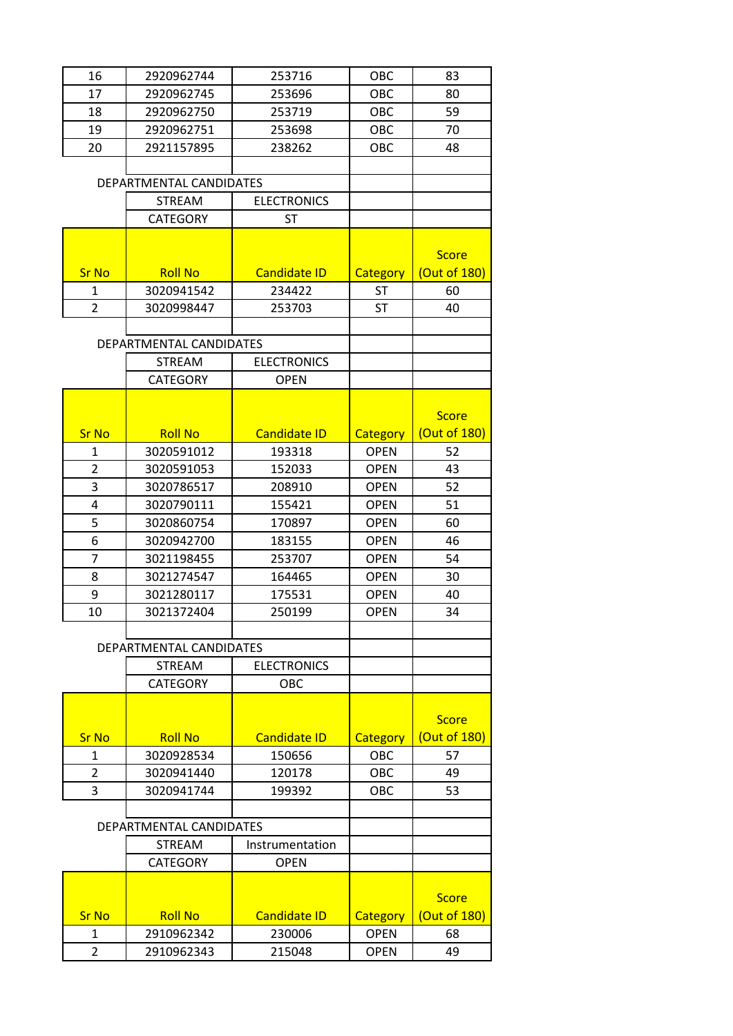| Sr No | Roll No | Candidate ID | Category | Score (Out of 180) |
|---|---|---|---|---|
| 16 | 2920962744 | 253716 | OBC | 83 |
| 17 | 2920962745 | 253696 | OBC | 80 |
| 18 | 2920962750 | 253719 | OBC | 59 |
| 19 | 2920962751 | 253698 | OBC | 70 |
| 20 | 2921157895 | 238262 | OBC | 48 |

DEPARTMENTAL CANDIDATES

| STREAM | ELECTRONICS |
|---|---|
| CATEGORY | ST |

| Sr No | Roll No | Candidate ID | Category | Score (Out of 180) |
|---|---|---|---|---|
| 1 | 3020941542 | 234422 | ST | 60 |
| 2 | 3020998447 | 253703 | ST | 40 |

DEPARTMENTAL CANDIDATES

| STREAM | ELECTRONICS |
|---|---|
| CATEGORY | OPEN |

| Sr No | Roll No | Candidate ID | Category | Score (Out of 180) |
|---|---|---|---|---|
| 1 | 3020591012 | 193318 | OPEN | 52 |
| 2 | 3020591053 | 152033 | OPEN | 43 |
| 3 | 3020786517 | 208910 | OPEN | 52 |
| 4 | 3020790111 | 155421 | OPEN | 51 |
| 5 | 3020860754 | 170897 | OPEN | 60 |
| 6 | 3020942700 | 183155 | OPEN | 46 |
| 7 | 3021198455 | 253707 | OPEN | 54 |
| 8 | 3021274547 | 164465 | OPEN | 30 |
| 9 | 3021280117 | 175531 | OPEN | 40 |
| 10 | 3021372404 | 250199 | OPEN | 34 |

DEPARTMENTAL CANDIDATES

| STREAM | ELECTRONICS |
|---|---|
| CATEGORY | OBC |

| Sr No | Roll No | Candidate ID | Category | Score (Out of 180) |
|---|---|---|---|---|
| 1 | 3020928534 | 150656 | OBC | 57 |
| 2 | 3020941440 | 120178 | OBC | 49 |
| 3 | 3020941744 | 199392 | OBC | 53 |

DEPARTMENTAL CANDIDATES

| STREAM | Instrumentation |
|---|---|
| CATEGORY | OPEN |

| Sr No | Roll No | Candidate ID | Category | Score (Out of 180) |
|---|---|---|---|---|
| 1 | 2910962342 | 230006 | OPEN | 68 |
| 2 | 2910962343 | 215048 | OPEN | 49 |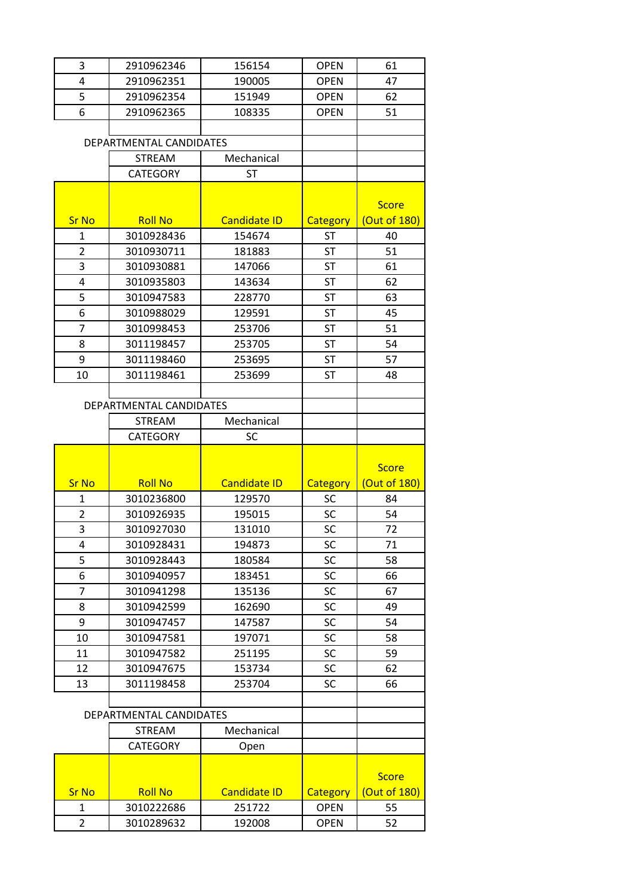| 3 | 2910962346 | 156154 | OPEN | 61 |
|---|---|---|---|---|
| 4 | 2910962351 | 190005 | OPEN | 47 |
| 5 | 2910962354 | 151949 | OPEN | 62 |
| 6 | 2910962365 | 108335 | OPEN | 51 |

DEPARTMENTAL CANDIDATES

| STREAM | Mechanical |
|---|---|
| CATEGORY | ST |

| Sr No | Roll No | Candidate ID | Category | Score (Out of 180) |
|---|---|---|---|---|
| 1 | 3010928436 | 154674 | ST | 40 |
| 2 | 3010930711 | 181883 | ST | 51 |
| 3 | 3010930881 | 147066 | ST | 61 |
| 4 | 3010935803 | 143634 | ST | 62 |
| 5 | 3010947583 | 228770 | ST | 63 |
| 6 | 3010988029 | 129591 | ST | 45 |
| 7 | 3010998453 | 253706 | ST | 51 |
| 8 | 3011198457 | 253705 | ST | 54 |
| 9 | 3011198460 | 253695 | ST | 57 |
| 10 | 3011198461 | 253699 | ST | 48 |

DEPARTMENTAL CANDIDATES

| STREAM | Mechanical |
|---|---|
| CATEGORY | SC |

| Sr No | Roll No | Candidate ID | Category | Score (Out of 180) |
|---|---|---|---|---|
| 1 | 3010236800 | 129570 | SC | 84 |
| 2 | 3010926935 | 195015 | SC | 54 |
| 3 | 3010927030 | 131010 | SC | 72 |
| 4 | 3010928431 | 194873 | SC | 71 |
| 5 | 3010928443 | 180584 | SC | 58 |
| 6 | 3010940957 | 183451 | SC | 66 |
| 7 | 3010941298 | 135136 | SC | 67 |
| 8 | 3010942599 | 162690 | SC | 49 |
| 9 | 3010947457 | 147587 | SC | 54 |
| 10 | 3010947581 | 197071 | SC | 58 |
| 11 | 3010947582 | 251195 | SC | 59 |
| 12 | 3010947675 | 153734 | SC | 62 |
| 13 | 3011198458 | 253704 | SC | 66 |

DEPARTMENTAL CANDIDATES

| STREAM | Mechanical |
|---|---|
| CATEGORY | Open |

| Sr No | Roll No | Candidate ID | Category | Score (Out of 180) |
|---|---|---|---|---|
| 1 | 3010222686 | 251722 | OPEN | 55 |
| 2 | 3010289632 | 192008 | OPEN | 52 |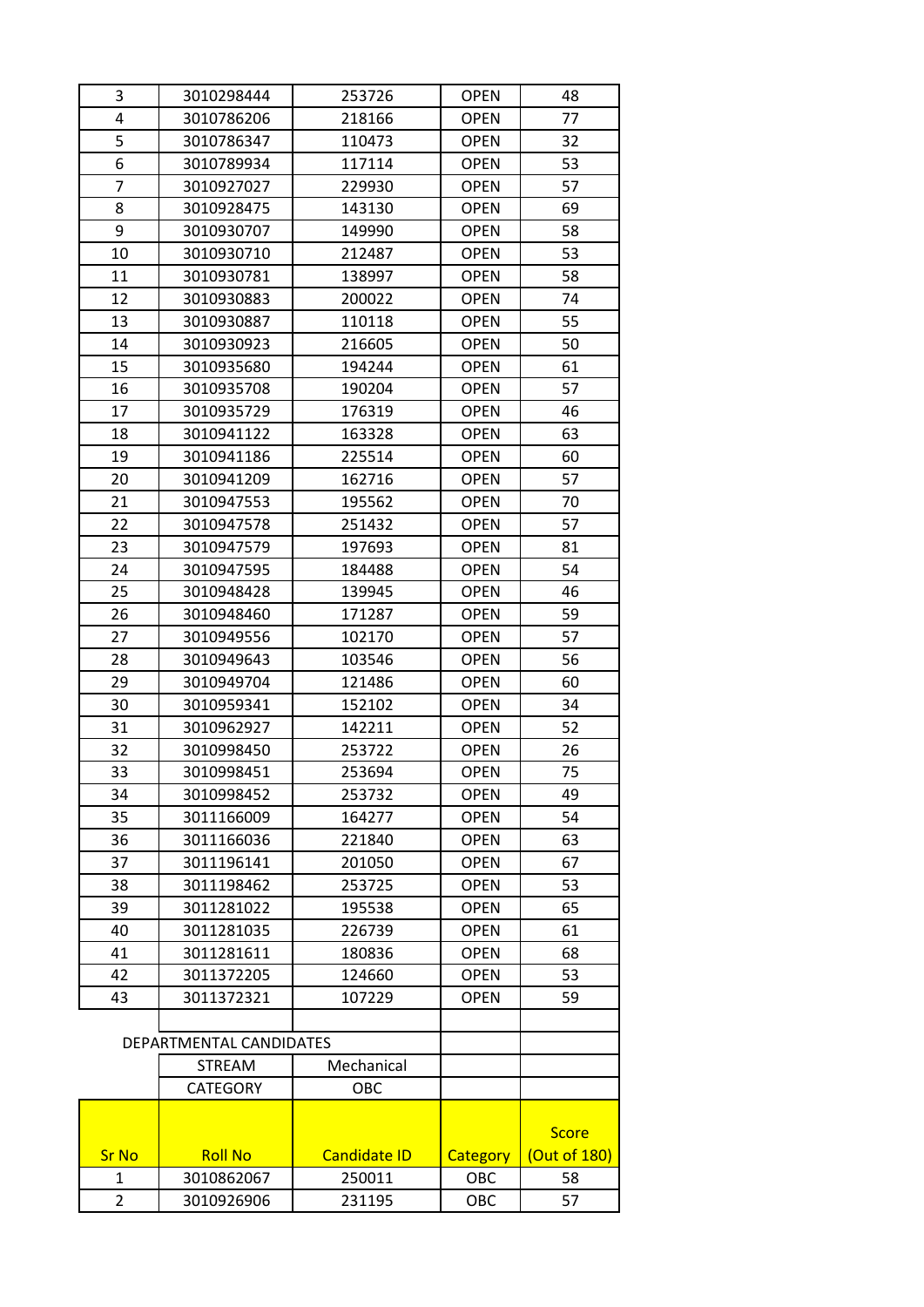| | | | | |
|---|---|---|---|---|
| 3 | 3010298444 | 253726 | OPEN | 48 |
| 4 | 3010786206 | 218166 | OPEN | 77 |
| 5 | 3010786347 | 110473 | OPEN | 32 |
| 6 | 3010789934 | 117114 | OPEN | 53 |
| 7 | 3010927027 | 229930 | OPEN | 57 |
| 8 | 3010928475 | 143130 | OPEN | 69 |
| 9 | 3010930707 | 149990 | OPEN | 58 |
| 10 | 3010930710 | 212487 | OPEN | 53 |
| 11 | 3010930781 | 138997 | OPEN | 58 |
| 12 | 3010930883 | 200022 | OPEN | 74 |
| 13 | 3010930887 | 110118 | OPEN | 55 |
| 14 | 3010930923 | 216605 | OPEN | 50 |
| 15 | 3010935680 | 194244 | OPEN | 61 |
| 16 | 3010935708 | 190204 | OPEN | 57 |
| 17 | 3010935729 | 176319 | OPEN | 46 |
| 18 | 3010941122 | 163328 | OPEN | 63 |
| 19 | 3010941186 | 225514 | OPEN | 60 |
| 20 | 3010941209 | 162716 | OPEN | 57 |
| 21 | 3010947553 | 195562 | OPEN | 70 |
| 22 | 3010947578 | 251432 | OPEN | 57 |
| 23 | 3010947579 | 197693 | OPEN | 81 |
| 24 | 3010947595 | 184488 | OPEN | 54 |
| 25 | 3010948428 | 139945 | OPEN | 46 |
| 26 | 3010948460 | 171287 | OPEN | 59 |
| 27 | 3010949556 | 102170 | OPEN | 57 |
| 28 | 3010949643 | 103546 | OPEN | 56 |
| 29 | 3010949704 | 121486 | OPEN | 60 |
| 30 | 3010959341 | 152102 | OPEN | 34 |
| 31 | 3010962927 | 142211 | OPEN | 52 |
| 32 | 3010998450 | 253722 | OPEN | 26 |
| 33 | 3010998451 | 253694 | OPEN | 75 |
| 34 | 3010998452 | 253732 | OPEN | 49 |
| 35 | 3011166009 | 164277 | OPEN | 54 |
| 36 | 3011166036 | 221840 | OPEN | 63 |
| 37 | 3011196141 | 201050 | OPEN | 67 |
| 38 | 3011198462 | 253725 | OPEN | 53 |
| 39 | 3011281022 | 195538 | OPEN | 65 |
| 40 | 3011281035 | 226739 | OPEN | 61 |
| 41 | 3011281611 | 180836 | OPEN | 68 |
| 42 | 3011372205 | 124660 | OPEN | 53 |
| 43 | 3011372321 | 107229 | OPEN | 59 |

DEPARTMENTAL CANDIDATES

| | STREAM | Mechanical | | |
|---|---|---|---|---|
| | CATEGORY | OBC | | |
| **Sr No** | **Roll No** | **Candidate ID** | **Category** | **Score (Out of 180)** |
| 1 | 3010862067 | 250011 | OBC | 58 |
| 2 | 3010926906 | 231195 | OBC | 57 |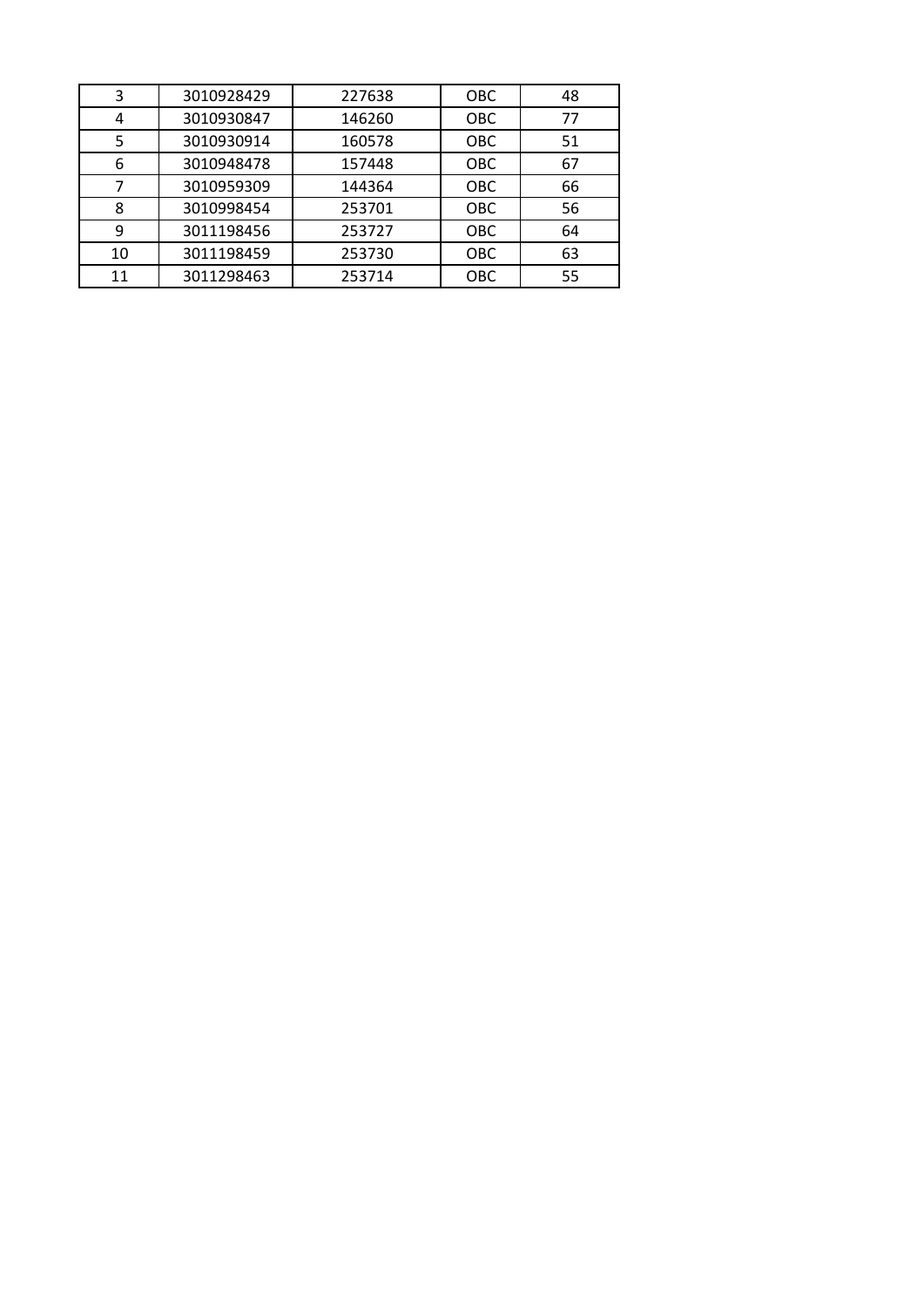| | | | | |
|---|---|---|---|---|
| 3 | 3010928429 | 227638 | OBC | 48 |
| 4 | 3010930847 | 146260 | OBC | 77 |
| 5 | 3010930914 | 160578 | OBC | 51 |
| 6 | 3010948478 | 157448 | OBC | 67 |
| 7 | 3010959309 | 144364 | OBC | 66 |
| 8 | 3010998454 | 253701 | OBC | 56 |
| 9 | 3011198456 | 253727 | OBC | 64 |
| 10 | 3011198459 | 253730 | OBC | 63 |
| 11 | 3011298463 | 253714 | OBC | 55 |